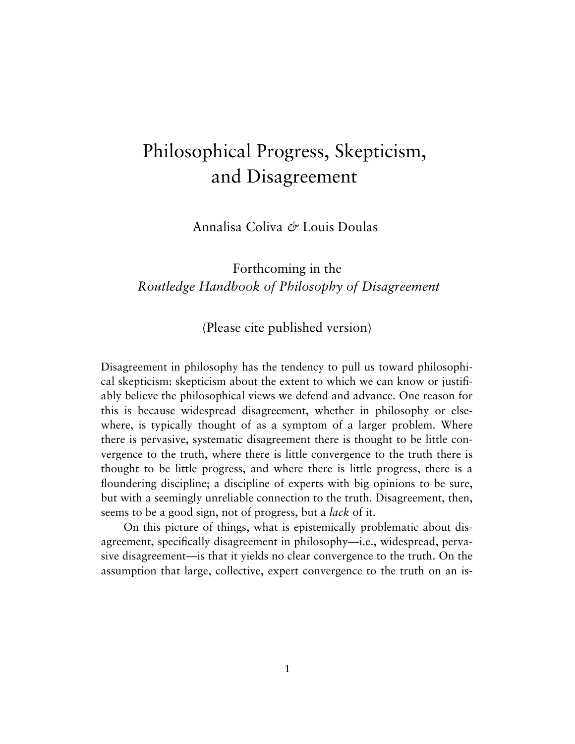# Philosophical Progress, Skepticism, and Disagreement

Annalisa Coliva & Louis Doulas

Forthcoming in the *Routledge Handbook of Philosophy of Disagreement*

(Please cite published version)

Disagreement in philosophy has the tendency to pull us toward philosophical skepticism: skepticism about the extent to which we can know or justifiably believe the philosophical views we defend and advance. One reason for this is because widespread disagreement, whether in philosophy or elsewhere, is typically thought of as a symptom of a larger problem. Where there is pervasive, systematic disagreement there is thought to be little convergence to the truth, where there is little convergence to the truth there is thought to be little progress, and where there is little progress, there is a floundering discipline; a discipline of experts with big opinions to be sure, but with a seemingly unreliable connection to the truth. Disagreement, then, seems to be a good sign, not of progress, but a *lack* of it.

On this picture of things, what is epistemically problematic about disagreement, specifically disagreement in philosophy—i.e., widespread, pervasive disagreement—is that it yields no clear convergence to the truth. On the assumption that large, collective, expert convergence to the truth on an is-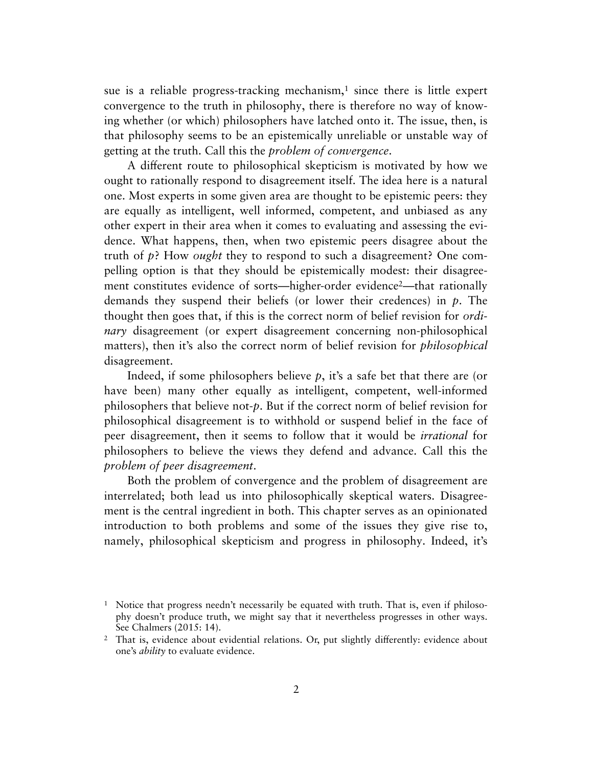sue is a reliable progress-tracking mechanism,[1] since there is little expert convergence to the truth in philosophy, there is therefore no way of knowing whether (or which) philosophers have latched onto it. The issue, then, is that philosophy seems to be an epistemically unreliable or unstable way of getting at the truth. Call this the *problem of convergence*.

A different route to philosophical skepticism is motivated by how we ought to rationally respond to disagreement itself. The idea here is a natural one. Most experts in some given area are thought to be epistemic peers: they are equally as intelligent, well informed, competent, and unbiased as any other expert in their area when it comes to evaluating and assessing the evidence. What happens, then, when two epistemic peers disagree about the truth of *p*? How *ought* they to respond to such a disagreement? One compelling option is that they should be epistemically modest: their disagreement constitutes evidence of sorts—higher-order evidence[2]—that rationally demands they suspend their beliefs (or lower their credences) in *p*. The thought then goes that, if this is the correct norm of belief revision for *ordinary* disagreement (or expert disagreement concerning non-philosophical matters), then it's also the correct norm of belief revision for *philosophical* disagreement.

Indeed, if some philosophers believe *p*, it's a safe bet that there are (or have been) many other equally as intelligent, competent, well-informed philosophers that believe not-*p*. But if the correct norm of belief revision for philosophical disagreement is to withhold or suspend belief in the face of peer disagreement, then it seems to follow that it would be *irrational* for philosophers to believe the views they defend and advance. Call this the *problem of peer disagreement*.

Both the problem of convergence and the problem of disagreement are interrelated; both lead us into philosophically skeptical waters. Disagreement is the central ingredient in both. This chapter serves as an opinionated introduction to both problems and some of the issues they give rise to, namely, philosophical skepticism and progress in philosophy. Indeed, it's

[1] Notice that progress needn't necessarily be equated with truth. That is, even if philosophy doesn't produce truth, we might say that it nevertheless progresses in other ways. See Chalmers (2015: 14).

[2] That is, evidence about evidential relations. Or, put slightly differently: evidence about one's *ability* to evaluate evidence.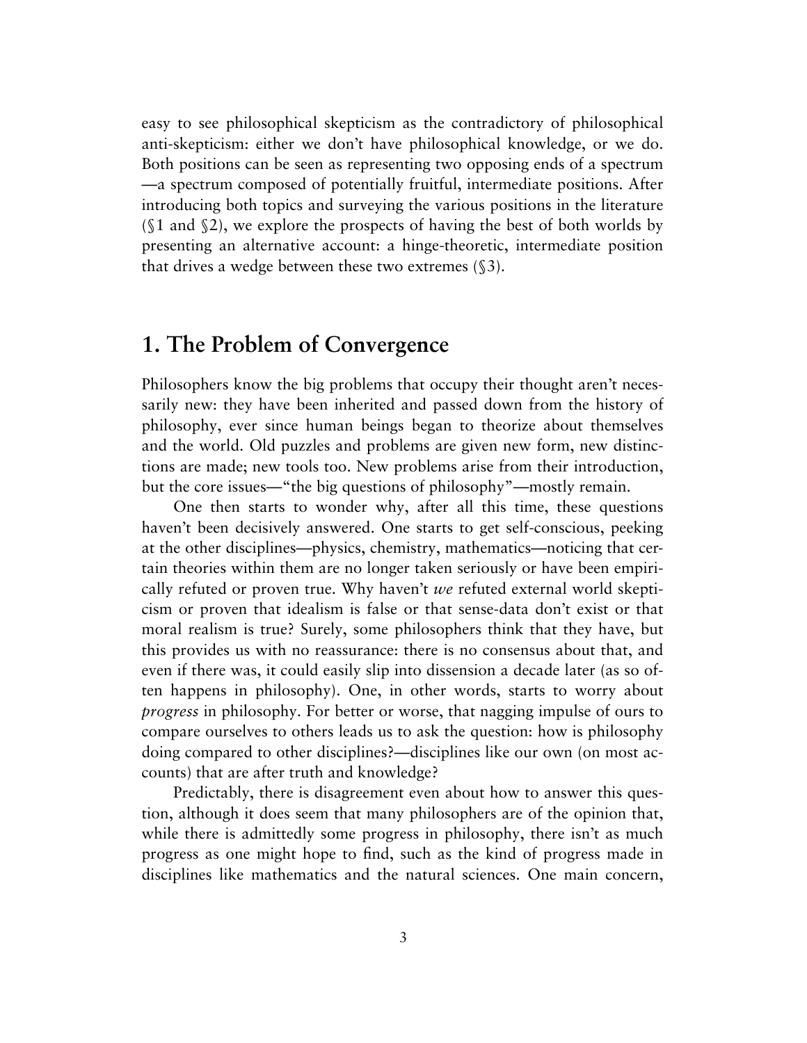easy to see philosophical skepticism as the contradictory of philosophical anti-skepticism: either we don't have philosophical knowledge, or we do. Both positions can be seen as representing two opposing ends of a spectrum—a spectrum composed of potentially fruitful, intermediate positions. After introducing both topics and surveying the various positions in the literature (§1 and §2), we explore the prospects of having the best of both worlds by presenting an alternative account: a hinge-theoretic, intermediate position that drives a wedge between these two extremes (§3).

## 1. The Problem of Convergence

Philosophers know the big problems that occupy their thought aren't necessarily new: they have been inherited and passed down from the history of philosophy, ever since human beings began to theorize about themselves and the world. Old puzzles and problems are given new form, new distinctions are made; new tools too. New problems arise from their introduction, but the core issues—"the big questions of philosophy"—mostly remain.

One then starts to wonder why, after all this time, these questions haven't been decisively answered. One starts to get self-conscious, peeking at the other disciplines—physics, chemistry, mathematics—noticing that certain theories within them are no longer taken seriously or have been empirically refuted or proven true. Why haven't *we* refuted external world skepticism or proven that idealism is false or that sense-data don't exist or that moral realism is true? Surely, some philosophers think that they have, but this provides us with no reassurance: there is no consensus about that, and even if there was, it could easily slip into dissension a decade later (as so often happens in philosophy). One, in other words, starts to worry about *progress* in philosophy. For better or worse, that nagging impulse of ours to compare ourselves to others leads us to ask the question: how is philosophy doing compared to other disciplines?—disciplines like our own (on most accounts) that are after truth and knowledge?

Predictably, there is disagreement even about how to answer this question, although it does seem that many philosophers are of the opinion that, while there is admittedly some progress in philosophy, there isn't as much progress as one might hope to find, such as the kind of progress made in disciplines like mathematics and the natural sciences. One main concern,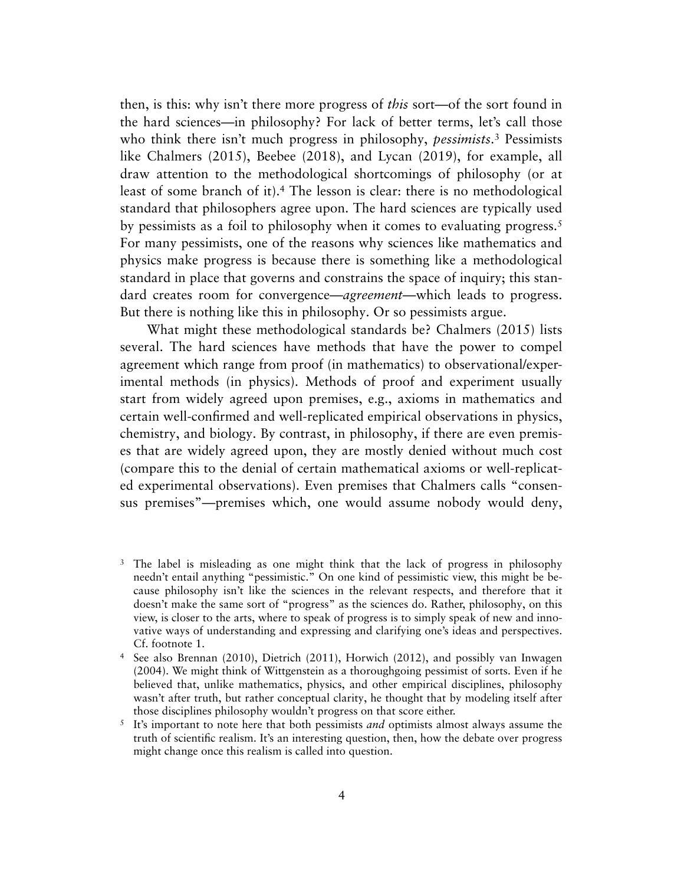then, is this: why isn't there more progress of *this* sort—of the sort found in the hard sciences—in philosophy? For lack of better terms, let's call those who think there isn't much progress in philosophy, *pessimists*.[3] Pessimists like Chalmers (2015), Beebee (2018), and Lycan (2019), for example, all draw attention to the methodological shortcomings of philosophy (or at least of some branch of it).[4] The lesson is clear: there is no methodological standard that philosophers agree upon. The hard sciences are typically used by pessimists as a foil to philosophy when it comes to evaluating progress.[5] For many pessimists, one of the reasons why sciences like mathematics and physics make progress is because there is something like a methodological standard in place that governs and constrains the space of inquiry; this standard creates room for convergence—*agreement*—which leads to progress. But there is nothing like this in philosophy. Or so pessimists argue.

What might these methodological standards be? Chalmers (2015) lists several. The hard sciences have methods that have the power to compel agreement which range from proof (in mathematics) to observational/experimental methods (in physics). Methods of proof and experiment usually start from widely agreed upon premises, e.g., axioms in mathematics and certain well-confirmed and well-replicated empirical observations in physics, chemistry, and biology. By contrast, in philosophy, if there are even premises that are widely agreed upon, they are mostly denied without much cost (compare this to the denial of certain mathematical axioms or well-replicated experimental observations). Even premises that Chalmers calls "consensus premises"—premises which, one would assume nobody would deny,

[3] The label is misleading as one might think that the lack of progress in philosophy needn't entail anything "pessimistic." On one kind of pessimistic view, this might be because philosophy isn't like the sciences in the relevant respects, and therefore that it doesn't make the same sort of "progress" as the sciences do. Rather, philosophy, on this view, is closer to the arts, where to speak of progress is to simply speak of new and innovative ways of understanding and expressing and clarifying one's ideas and perspectives. Cf. footnote 1.

[4] See also Brennan (2010), Dietrich (2011), Horwich (2012), and possibly van Inwagen (2004). We might think of Wittgenstein as a thoroughgoing pessimist of sorts. Even if he believed that, unlike mathematics, physics, and other empirical disciplines, philosophy wasn't after truth, but rather conceptual clarity, he thought that by modeling itself after those disciplines philosophy wouldn't progress on that score either.

[5] It's important to note here that both pessimists *and* optimists almost always assume the truth of scientific realism. It's an interesting question, then, how the debate over progress might change once this realism is called into question.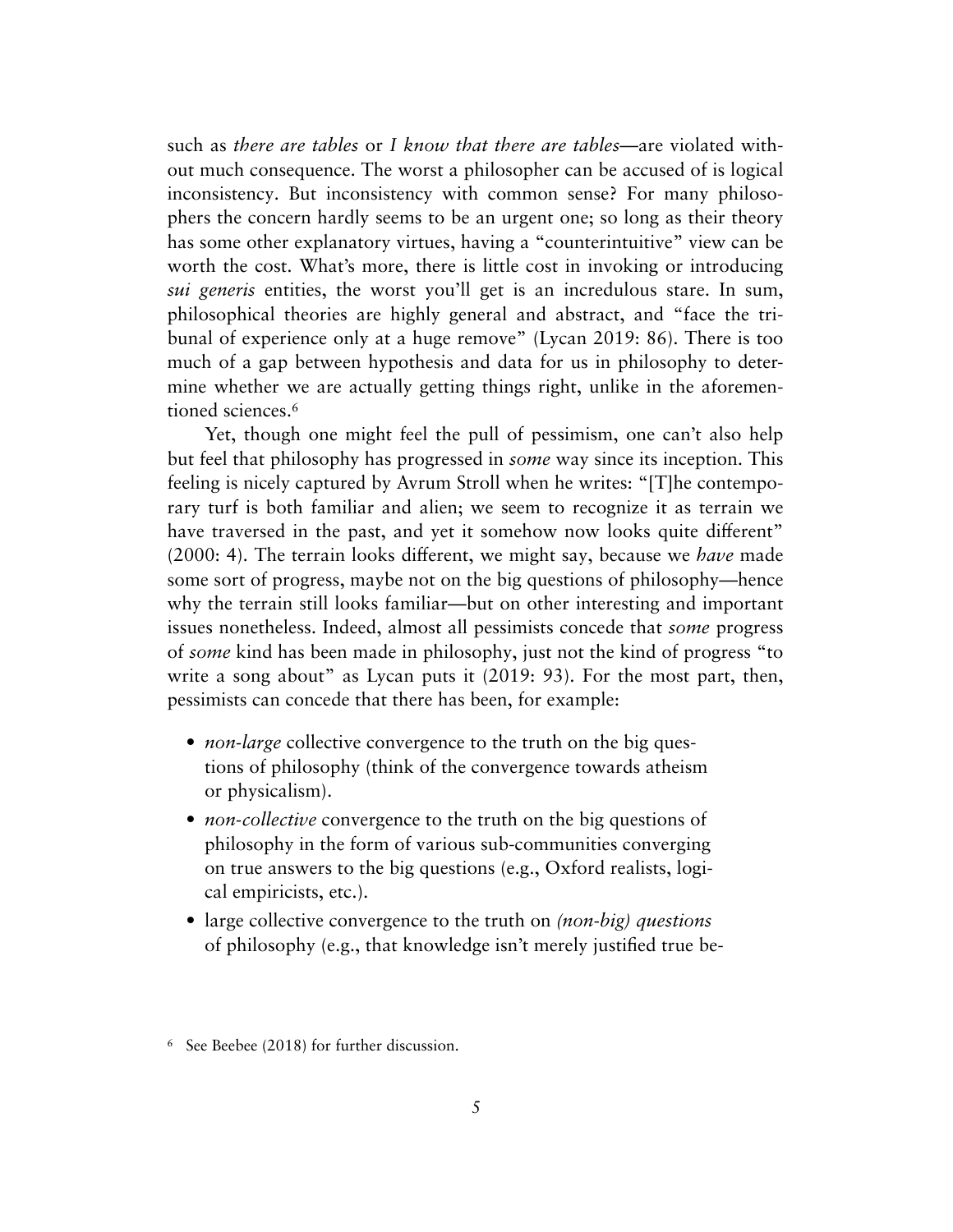such as *there are tables* or *I know that there are tables*—are violated without much consequence. The worst a philosopher can be accused of is logical inconsistency. But inconsistency with common sense? For many philosophers the concern hardly seems to be an urgent one; so long as their theory has some other explanatory virtues, having a "counterintuitive" view can be worth the cost. What's more, there is little cost in invoking or introducing *sui generis* entities, the worst you'll get is an incredulous stare. In sum, philosophical theories are highly general and abstract, and "face the tribunal of experience only at a huge remove" (Lycan 2019: 86). There is too much of a gap between hypothesis and data for us in philosophy to determine whether we are actually getting things right, unlike in the aforementioned sciences.[6]

Yet, though one might feel the pull of pessimism, one can't also help but feel that philosophy has progressed in *some* way since its inception. This feeling is nicely captured by Avrum Stroll when he writes: "[T]he contemporary turf is both familiar and alien; we seem to recognize it as terrain we have traversed in the past, and yet it somehow now looks quite different" (2000: 4). The terrain looks different, we might say, because we *have* made some sort of progress, maybe not on the big questions of philosophy—hence why the terrain still looks familiar—but on other interesting and important issues nonetheless. Indeed, almost all pessimists concede that *some* progress of *some* kind has been made in philosophy, just not the kind of progress "to write a song about" as Lycan puts it (2019: 93). For the most part, then, pessimists can concede that there has been, for example:

- *non-large* collective convergence to the truth on the big questions of philosophy (think of the convergence towards atheism or physicalism).
- *non-collective* convergence to the truth on the big questions of philosophy in the form of various sub-communities converging on true answers to the big questions (e.g., Oxford realists, logical empiricists, etc.).
- large collective convergence to the truth on *(non-big) questions* of philosophy (e.g., that knowledge isn't merely justified true be-

[6] See Beebee (2018) for further discussion.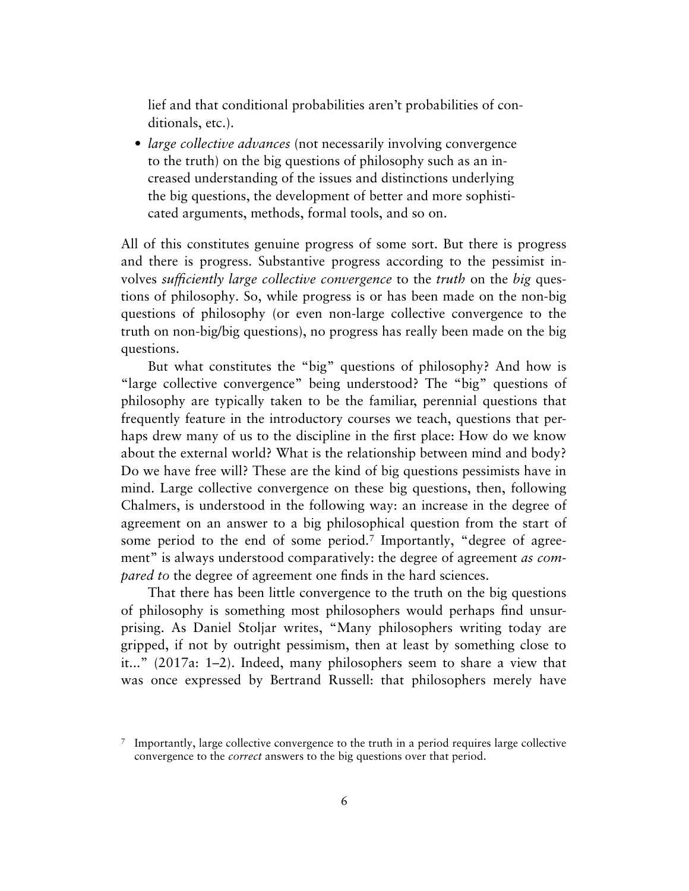lief and that conditional probabilities aren't probabilities of conditionals, etc.).

- *large collective advances* (not necessarily involving convergence to the truth) on the big questions of philosophy such as an increased understanding of the issues and distinctions underlying the big questions, the development of better and more sophisticated arguments, methods, formal tools, and so on.

All of this constitutes genuine progress of some sort. But there is progress and there is progress. Substantive progress according to the pessimist involves *sufficiently large collective convergence* to the *truth* on the *big* questions of philosophy. So, while progress is or has been made on the non-big questions of philosophy (or even non-large collective convergence to the truth on non-big/big questions), no progress has really been made on the big questions.

But what constitutes the "big" questions of philosophy? And how is "large collective convergence" being understood? The "big" questions of philosophy are typically taken to be the familiar, perennial questions that frequently feature in the introductory courses we teach, questions that perhaps drew many of us to the discipline in the first place: How do we know about the external world? What is the relationship between mind and body? Do we have free will? These are the kind of big questions pessimists have in mind. Large collective convergence on these big questions, then, following Chalmers, is understood in the following way: an increase in the degree of agreement on an answer to a big philosophical question from the start of some period to the end of some period.[7] Importantly, "degree of agreement" is always understood comparatively: the degree of agreement *as compared to* the degree of agreement one finds in the hard sciences.

That there has been little convergence to the truth on the big questions of philosophy is something most philosophers would perhaps find unsurprising. As Daniel Stoljar writes, "Many philosophers writing today are gripped, if not by outright pessimism, then at least by something close to it..." (2017a: 1–2). Indeed, many philosophers seem to share a view that was once expressed by Bertrand Russell: that philosophers merely have

[7] Importantly, large collective convergence to the truth in a period requires large collective convergence to the *correct* answers to the big questions over that period.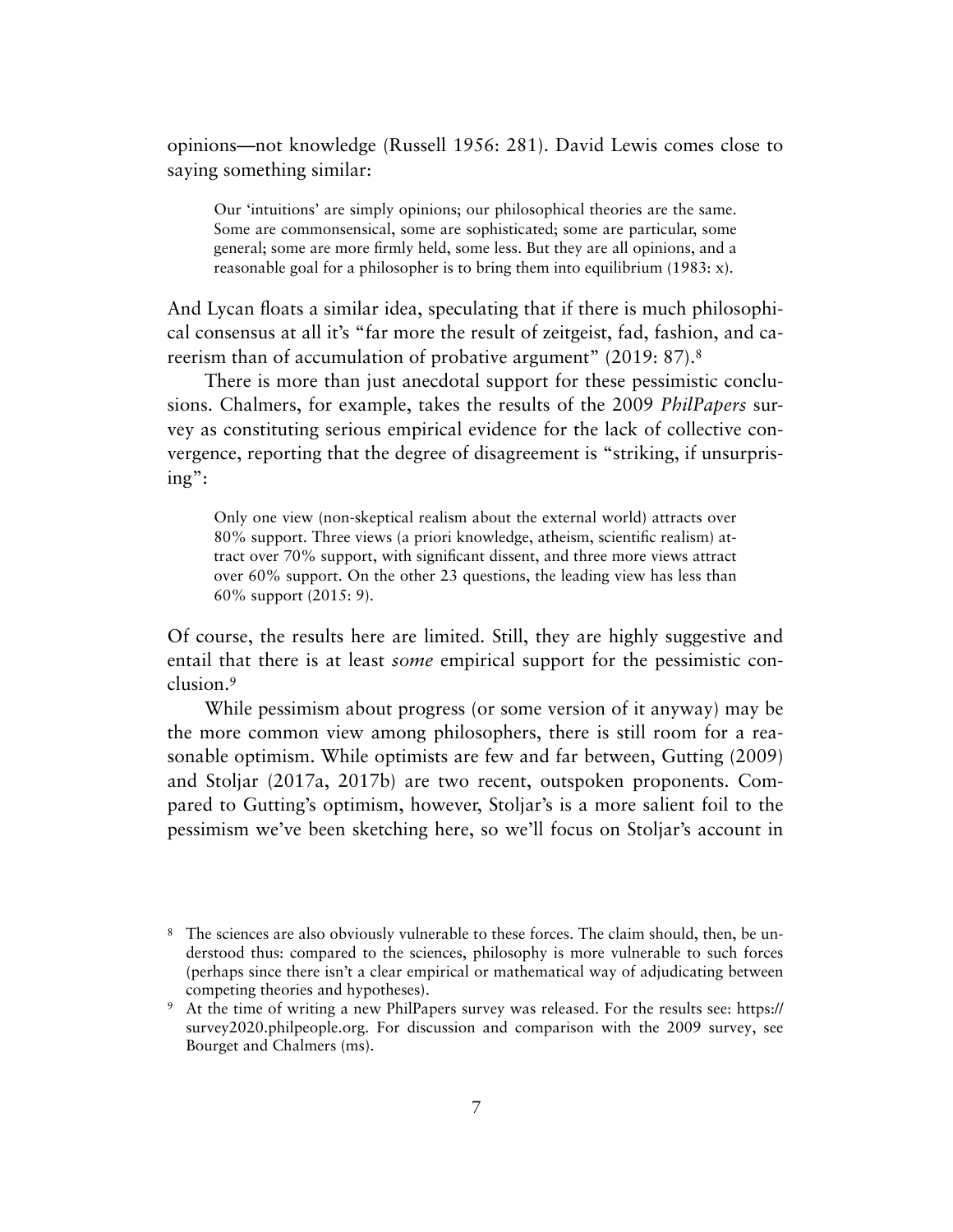opinions—not knowledge (Russell 1956: 281). David Lewis comes close to saying something similar:

> Our 'intuitions' are simply opinions; our philosophical theories are the same. Some are commonsensical, some are sophisticated; some are particular, some general; some are more firmly held, some less. But they are all opinions, and a reasonable goal for a philosopher is to bring them into equilibrium (1983: x).

And Lycan floats a similar idea, speculating that if there is much philosophical consensus at all it's "far more the result of zeitgeist, fad, fashion, and careerism than of accumulation of probative argument" (2019: 87).[8]

There is more than just anecdotal support for these pessimistic conclusions. Chalmers, for example, takes the results of the 2009 *PhilPapers* survey as constituting serious empirical evidence for the lack of collective convergence, reporting that the degree of disagreement is "striking, if unsurprising":

> Only one view (non-skeptical realism about the external world) attracts over 80% support. Three views (a priori knowledge, atheism, scientific realism) attract over 70% support, with significant dissent, and three more views attract over 60% support. On the other 23 questions, the leading view has less than 60% support (2015: 9).

Of course, the results here are limited. Still, they are highly suggestive and entail that there is at least *some* empirical support for the pessimistic conclusion.[9]

While pessimism about progress (or some version of it anyway) may be the more common view among philosophers, there is still room for a reasonable optimism. While optimists are few and far between, Gutting (2009) and Stoljar (2017a, 2017b) are two recent, outspoken proponents. Compared to Gutting's optimism, however, Stoljar's is a more salient foil to the pessimism we've been sketching here, so we'll focus on Stoljar's account in

---

[8] The sciences are also obviously vulnerable to these forces. The claim should, then, be understood thus: compared to the sciences, philosophy is more vulnerable to such forces (perhaps since there isn't a clear empirical or mathematical way of adjudicating between competing theories and hypotheses).

[9] At the time of writing a new PhilPapers survey was released. For the results see: https://survey2020.philpeople.org. For discussion and comparison with the 2009 survey, see Bourget and Chalmers (ms).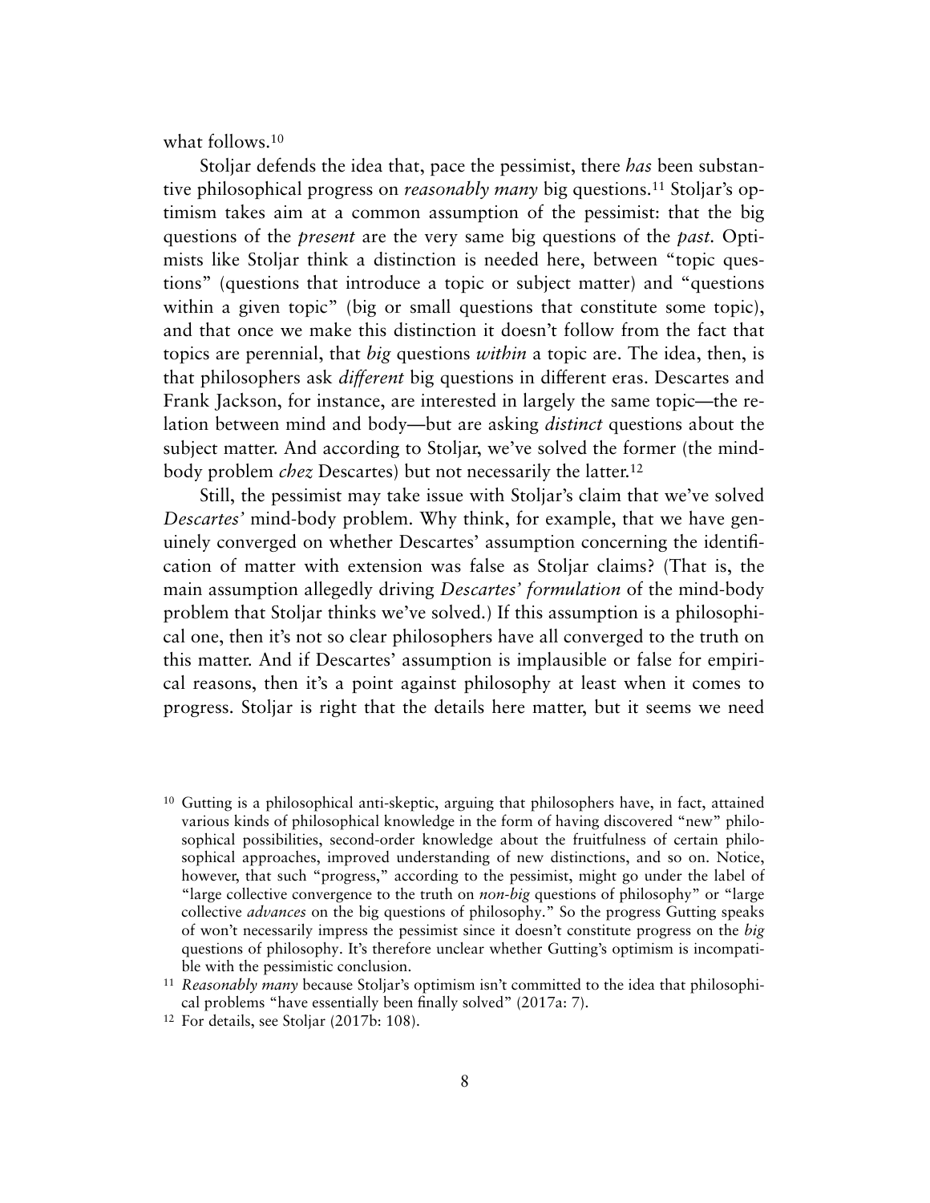what follows.[10]

Stoljar defends the idea that, pace the pessimist, there *has* been substantive philosophical progress on *reasonably many* big questions.[11] Stoljar's optimism takes aim at a common assumption of the pessimist: that the big questions of the *present* are the very same big questions of the *past*. Optimists like Stoljar think a distinction is needed here, between "topic questions" (questions that introduce a topic or subject matter) and "questions within a given topic" (big or small questions that constitute some topic), and that once we make this distinction it doesn't follow from the fact that topics are perennial, that *big* questions *within* a topic are. The idea, then, is that philosophers ask *different* big questions in different eras. Descartes and Frank Jackson, for instance, are interested in largely the same topic—the relation between mind and body—but are asking *distinct* questions about the subject matter. And according to Stoljar, we've solved the former (the mind-body problem *chez* Descartes) but not necessarily the latter.[12]

Still, the pessimist may take issue with Stoljar's claim that we've solved *Descartes'* mind-body problem. Why think, for example, that we have genuinely converged on whether Descartes' assumption concerning the identification of matter with extension was false as Stoljar claims? (That is, the main assumption allegedly driving *Descartes' formulation* of the mind-body problem that Stoljar thinks we've solved.) If this assumption is a philosophical one, then it's not so clear philosophers have all converged to the truth on this matter. And if Descartes' assumption is implausible or false for empirical reasons, then it's a point against philosophy at least when it comes to progress. Stoljar is right that the details here matter, but it seems we need

[10] Gutting is a philosophical anti-skeptic, arguing that philosophers have, in fact, attained various kinds of philosophical knowledge in the form of having discovered "new" philosophical possibilities, second-order knowledge about the fruitfulness of certain philosophical approaches, improved understanding of new distinctions, and so on. Notice, however, that such "progress," according to the pessimist, might go under the label of "large collective convergence to the truth on *non-big* questions of philosophy" or "large collective *advances* on the big questions of philosophy." So the progress Gutting speaks of won't necessarily impress the pessimist since it doesn't constitute progress on the *big* questions of philosophy. It's therefore unclear whether Gutting's optimism is incompatible with the pessimistic conclusion.

[11] *Reasonably many* because Stoljar's optimism isn't committed to the idea that philosophical problems "have essentially been finally solved" (2017a: 7).

[12] For details, see Stoljar (2017b: 108).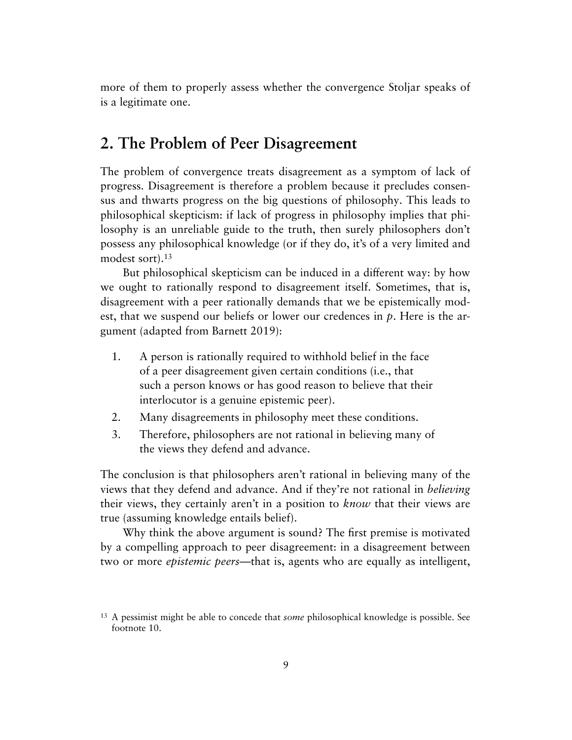more of them to properly assess whether the convergence Stoljar speaks of is a legitimate one.

## 2. The Problem of Peer Disagreement

The problem of convergence treats disagreement as a symptom of lack of progress. Disagreement is therefore a problem because it precludes consensus and thwarts progress on the big questions of philosophy. This leads to philosophical skepticism: if lack of progress in philosophy implies that philosophy is an unreliable guide to the truth, then surely philosophers don't possess any philosophical knowledge (or if they do, it's of a very limited and modest sort).[13]

But philosophical skepticism can be induced in a different way: by how we ought to rationally respond to disagreement itself. Sometimes, that is, disagreement with a peer rationally demands that we be epistemically modest, that we suspend our beliefs or lower our credences in *p*. Here is the argument (adapted from Barnett 2019):

1. A person is rationally required to withhold belief in the face of a peer disagreement given certain conditions (i.e., that such a person knows or has good reason to believe that their interlocutor is a genuine epistemic peer).
2. Many disagreements in philosophy meet these conditions.
3. Therefore, philosophers are not rational in believing many of the views they defend and advance.

The conclusion is that philosophers aren't rational in believing many of the views that they defend and advance. And if they're not rational in *believing* their views, they certainly aren't in a position to *know* that their views are true (assuming knowledge entails belief).

Why think the above argument is sound? The first premise is motivated by a compelling approach to peer disagreement: in a disagreement between two or more *epistemic peers*—that is, agents who are equally as intelligent,

[13] A pessimist might be able to concede that *some* philosophical knowledge is possible. See footnote 10.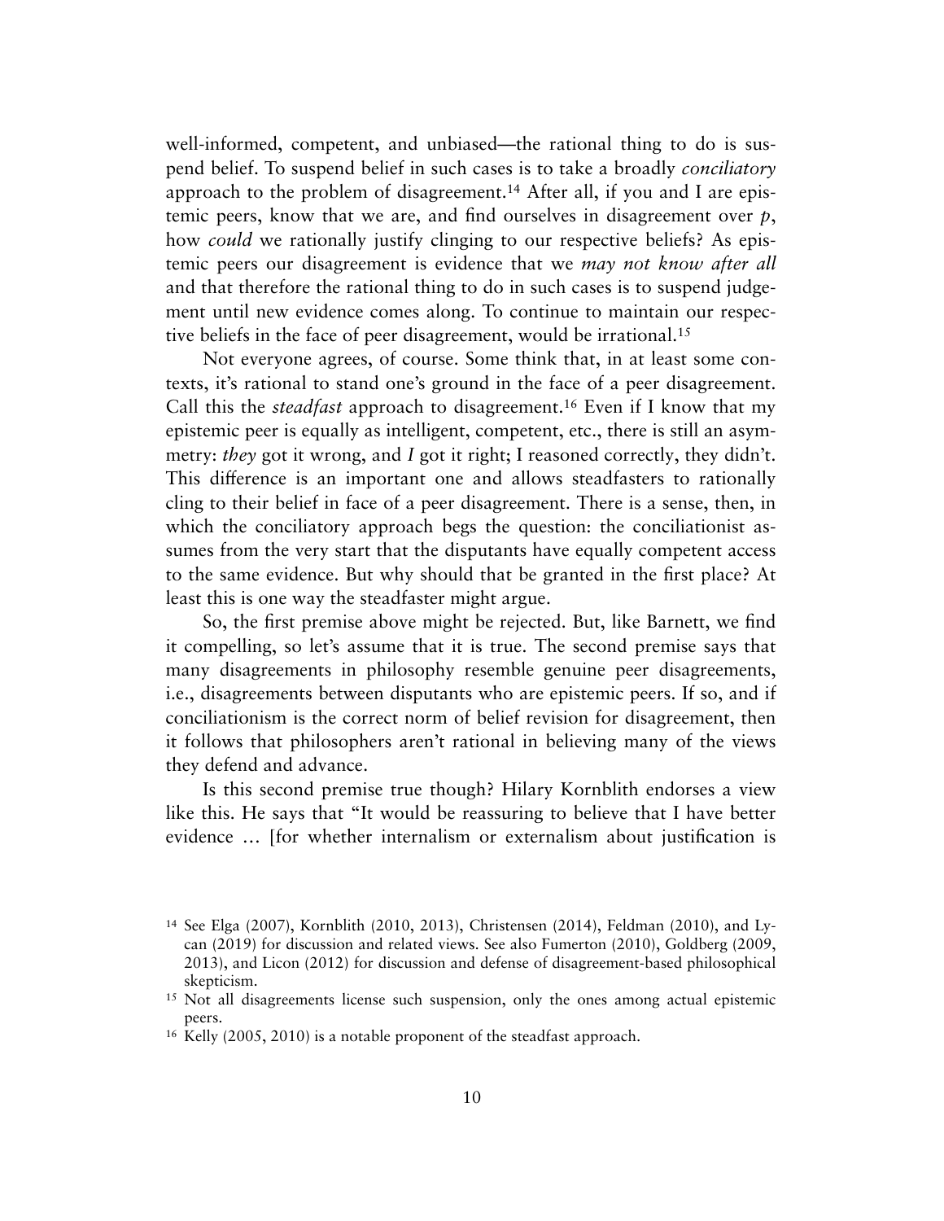well-informed, competent, and unbiased—the rational thing to do is suspend belief. To suspend belief in such cases is to take a broadly *conciliatory* approach to the problem of disagreement.[14] After all, if you and I are epistemic peers, know that we are, and find ourselves in disagreement over *p*, how *could* we rationally justify clinging to our respective beliefs? As epistemic peers our disagreement is evidence that we *may not know after all* and that therefore the rational thing to do in such cases is to suspend judgement until new evidence comes along. To continue to maintain our respective beliefs in the face of peer disagreement, would be irrational.[15]

Not everyone agrees, of course. Some think that, in at least some contexts, it's rational to stand one's ground in the face of a peer disagreement. Call this the *steadfast* approach to disagreement.[16] Even if I know that my epistemic peer is equally as intelligent, competent, etc., there is still an asymmetry: *they* got it wrong, and *I* got it right; I reasoned correctly, they didn't. This difference is an important one and allows steadfasters to rationally cling to their belief in face of a peer disagreement. There is a sense, then, in which the conciliatory approach begs the question: the conciliationist assumes from the very start that the disputants have equally competent access to the same evidence. But why should that be granted in the first place? At least this is one way the steadfaster might argue.

So, the first premise above might be rejected. But, like Barnett, we find it compelling, so let's assume that it is true. The second premise says that many disagreements in philosophy resemble genuine peer disagreements, i.e., disagreements between disputants who are epistemic peers. If so, and if conciliationism is the correct norm of belief revision for disagreement, then it follows that philosophers aren't rational in believing many of the views they defend and advance.

Is this second premise true though? Hilary Kornblith endorses a view like this. He says that "It would be reassuring to believe that I have better evidence … [for whether internalism or externalism about justification is

---

[14] See Elga (2007), Kornblith (2010, 2013), Christensen (2014), Feldman (2010), and Lycan (2019) for discussion and related views. See also Fumerton (2010), Goldberg (2009, 2013), and Licon (2012) for discussion and defense of disagreement-based philosophical skepticism.

[15] Not all disagreements license such suspension, only the ones among actual epistemic peers.

[16] Kelly (2005, 2010) is a notable proponent of the steadfast approach.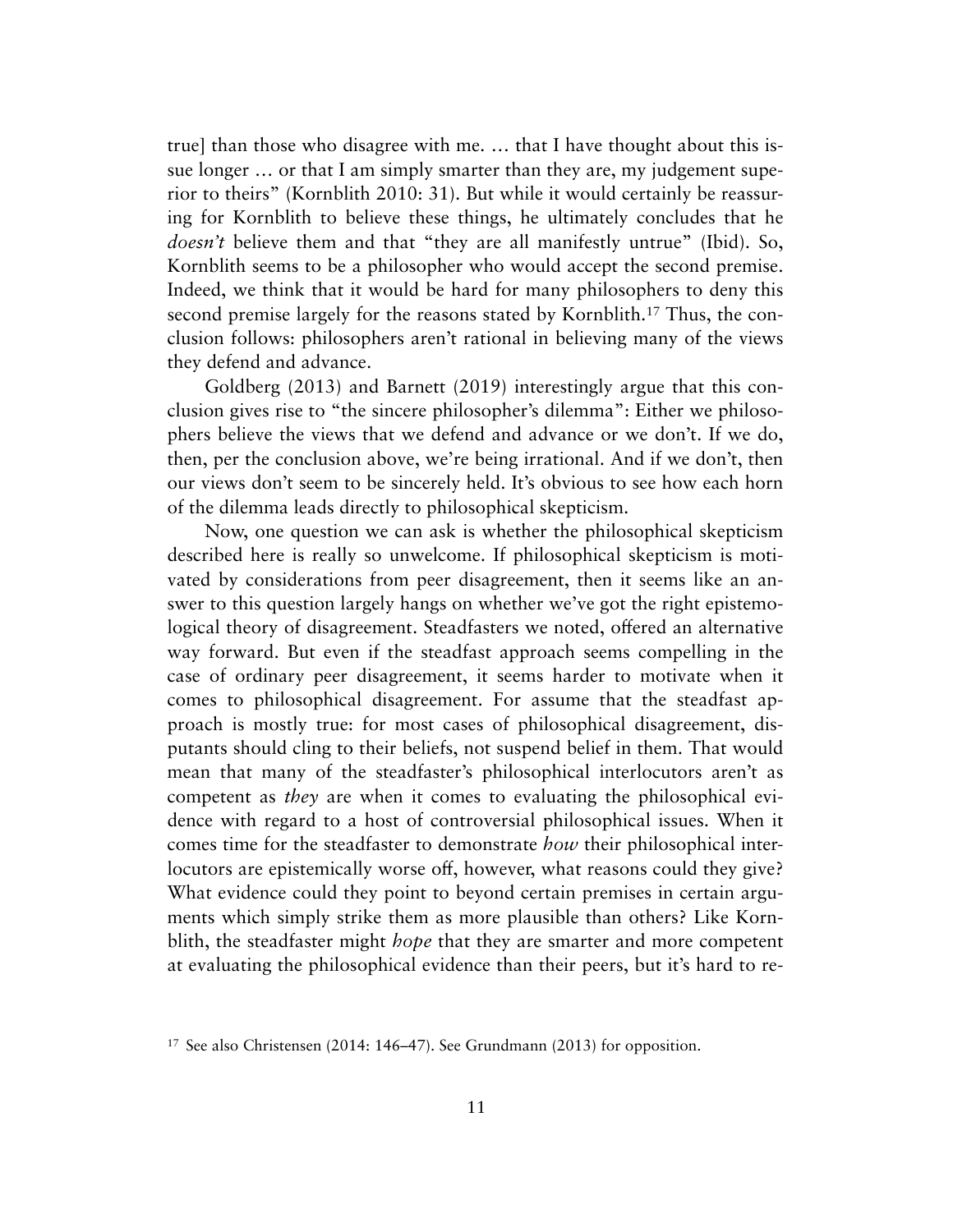true] than those who disagree with me. … that I have thought about this issue longer … or that I am simply smarter than they are, my judgement superior to theirs" (Kornblith 2010: 31). But while it would certainly be reassuring for Kornblith to believe these things, he ultimately concludes that he *doesn't* believe them and that "they are all manifestly untrue" (Ibid). So, Kornblith seems to be a philosopher who would accept the second premise. Indeed, we think that it would be hard for many philosophers to deny this second premise largely for the reasons stated by Kornblith.[17] Thus, the conclusion follows: philosophers aren't rational in believing many of the views they defend and advance.

Goldberg (2013) and Barnett (2019) interestingly argue that this conclusion gives rise to "the sincere philosopher's dilemma": Either we philosophers believe the views that we defend and advance or we don't. If we do, then, per the conclusion above, we're being irrational. And if we don't, then our views don't seem to be sincerely held. It's obvious to see how each horn of the dilemma leads directly to philosophical skepticism.

Now, one question we can ask is whether the philosophical skepticism described here is really so unwelcome. If philosophical skepticism is motivated by considerations from peer disagreement, then it seems like an answer to this question largely hangs on whether we've got the right epistemological theory of disagreement. Steadfasters we noted, offered an alternative way forward. But even if the steadfast approach seems compelling in the case of ordinary peer disagreement, it seems harder to motivate when it comes to philosophical disagreement. For assume that the steadfast approach is mostly true: for most cases of philosophical disagreement, disputants should cling to their beliefs, not suspend belief in them. That would mean that many of the steadfaster's philosophical interlocutors aren't as competent as *they* are when it comes to evaluating the philosophical evidence with regard to a host of controversial philosophical issues. When it comes time for the steadfaster to demonstrate *how* their philosophical interlocutors are epistemically worse off, however, what reasons could they give? What evidence could they point to beyond certain premises in certain arguments which simply strike them as more plausible than others? Like Kornblith, the steadfaster might *hope* that they are smarter and more competent at evaluating the philosophical evidence than their peers, but it's hard to re-

[17] See also Christensen (2014: 146–47). See Grundmann (2013) for opposition.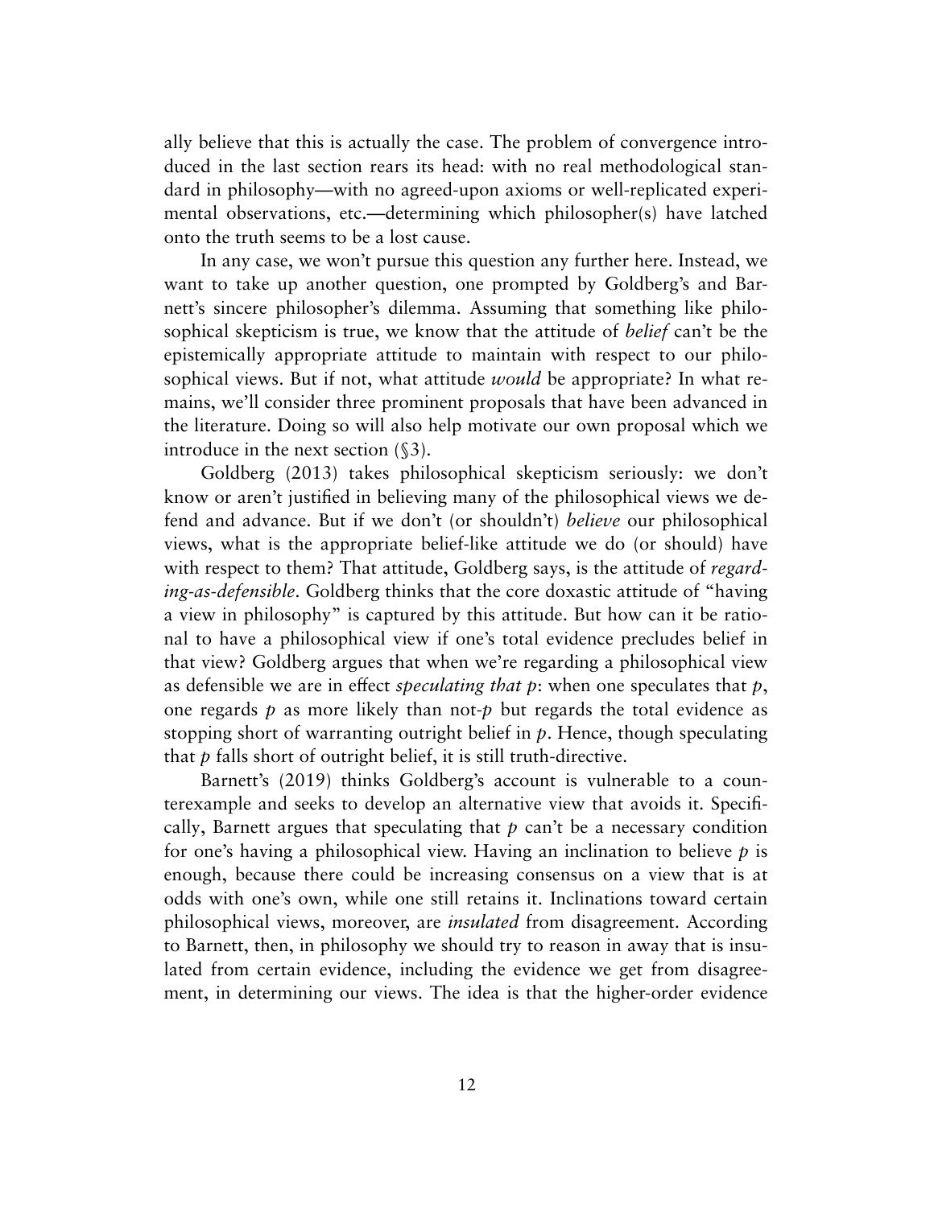ally believe that this is actually the case. The problem of convergence introduced in the last section rears its head: with no real methodological standard in philosophy—with no agreed-upon axioms or well-replicated experimental observations, etc.—determining which philosopher(s) have latched onto the truth seems to be a lost cause.

In any case, we won't pursue this question any further here. Instead, we want to take up another question, one prompted by Goldberg's and Barnett's sincere philosopher's dilemma. Assuming that something like philosophical skepticism is true, we know that the attitude of *belief* can't be the epistemically appropriate attitude to maintain with respect to our philosophical views. But if not, what attitude *would* be appropriate? In what remains, we'll consider three prominent proposals that have been advanced in the literature. Doing so will also help motivate our own proposal which we introduce in the next section (§3).

Goldberg (2013) takes philosophical skepticism seriously: we don't know or aren't justified in believing many of the philosophical views we defend and advance. But if we don't (or shouldn't) *believe* our philosophical views, what is the appropriate belief-like attitude we do (or should) have with respect to them? That attitude, Goldberg says, is the attitude of *regarding-as-defensible*. Goldberg thinks that the core doxastic attitude of "having a view in philosophy" is captured by this attitude. But how can it be rational to have a philosophical view if one's total evidence precludes belief in that view? Goldberg argues that when we're regarding a philosophical view as defensible we are in effect *speculating that $p$*: when one speculates that $p$, one regards $p$ as more likely than not-$p$ but regards the total evidence as stopping short of warranting outright belief in $p$. Hence, though speculating that $p$ falls short of outright belief, it is still truth-directive.

Barnett's (2019) thinks Goldberg's account is vulnerable to a counterexample and seeks to develop an alternative view that avoids it. Specifically, Barnett argues that speculating that $p$ can't be a necessary condition for one's having a philosophical view. Having an inclination to believe $p$ is enough, because there could be increasing consensus on a view that is at odds with one's own, while one still retains it. Inclinations toward certain philosophical views, moreover, are *insulated* from disagreement. According to Barnett, then, in philosophy we should try to reason in away that is insulated from certain evidence, including the evidence we get from disagreement, in determining our views. The idea is that the higher-order evidence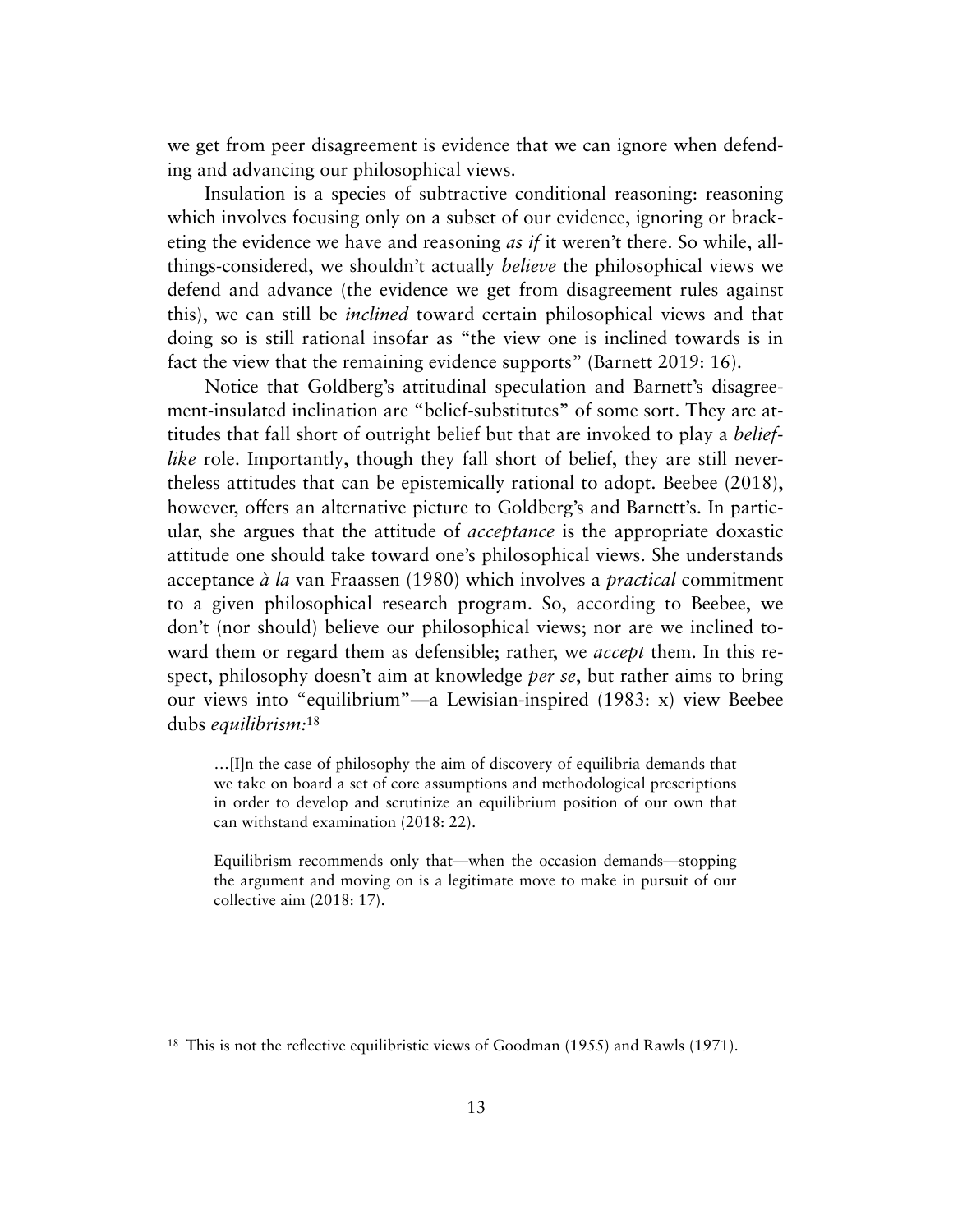we get from peer disagreement is evidence that we can ignore when defending and advancing our philosophical views.

Insulation is a species of subtractive conditional reasoning: reasoning which involves focusing only on a subset of our evidence, ignoring or bracketing the evidence we have and reasoning *as if* it weren't there. So while, all-things-considered, we shouldn't actually *believe* the philosophical views we defend and advance (the evidence we get from disagreement rules against this), we can still be *inclined* toward certain philosophical views and that doing so is still rational insofar as "the view one is inclined towards is in fact the view that the remaining evidence supports" (Barnett 2019: 16).

Notice that Goldberg's attitudinal speculation and Barnett's disagreement-insulated inclination are "belief-substitutes" of some sort. They are attitudes that fall short of outright belief but that are invoked to play a *belief-like* role. Importantly, though they fall short of belief, they are still nevertheless attitudes that can be epistemically rational to adopt. Beebee (2018), however, offers an alternative picture to Goldberg's and Barnett's. In particular, she argues that the attitude of *acceptance* is the appropriate doxastic attitude one should take toward one's philosophical views. She understands acceptance *à la* van Fraassen (1980) which involves a *practical* commitment to a given philosophical research program. So, according to Beebee, we don't (nor should) believe our philosophical views; nor are we inclined toward them or regard them as defensible; rather, we *accept* them. In this respect, philosophy doesn't aim at knowledge *per se*, but rather aims to bring our views into "equilibrium"—a Lewisian-inspired (1983: x) view Beebee dubs *equilibrism:*[18]

> …[I]n the case of philosophy the aim of discovery of equilibria demands that we take on board a set of core assumptions and methodological prescriptions in order to develop and scrutinize an equilibrium position of our own that can withstand examination (2018: 22).

> Equilibrism recommends only that—when the occasion demands—stopping the argument and moving on is a legitimate move to make in pursuit of our collective aim (2018: 17).

[18] This is not the reflective equilibristic views of Goodman (1955) and Rawls (1971).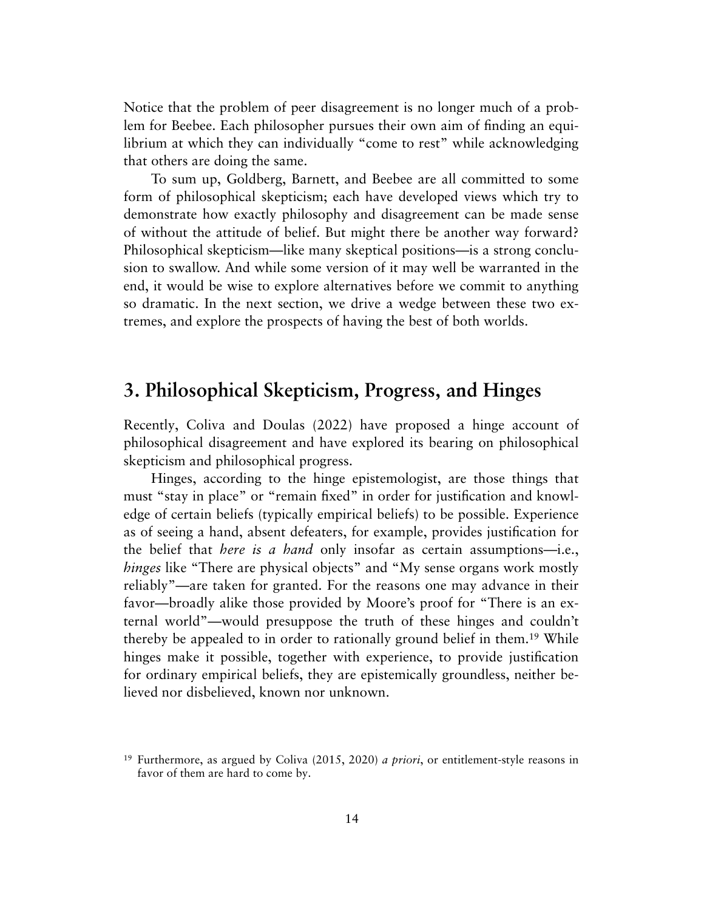Notice that the problem of peer disagreement is no longer much of a problem for Beebee. Each philosopher pursues their own aim of finding an equilibrium at which they can individually "come to rest" while acknowledging that others are doing the same.

To sum up, Goldberg, Barnett, and Beebee are all committed to some form of philosophical skepticism; each have developed views which try to demonstrate how exactly philosophy and disagreement can be made sense of without the attitude of belief. But might there be another way forward? Philosophical skepticism—like many skeptical positions—is a strong conclusion to swallow. And while some version of it may well be warranted in the end, it would be wise to explore alternatives before we commit to anything so dramatic. In the next section, we drive a wedge between these two extremes, and explore the prospects of having the best of both worlds.

## 3. Philosophical Skepticism, Progress, and Hinges

Recently, Coliva and Doulas (2022) have proposed a hinge account of philosophical disagreement and have explored its bearing on philosophical skepticism and philosophical progress.

Hinges, according to the hinge epistemologist, are those things that must "stay in place" or "remain fixed" in order for justification and knowledge of certain beliefs (typically empirical beliefs) to be possible. Experience as of seeing a hand, absent defeaters, for example, provides justification for the belief that *here is a hand* only insofar as certain assumptions—i.e., *hinges* like "There are physical objects" and "My sense organs work mostly reliably"—are taken for granted. For the reasons one may advance in their favor—broadly alike those provided by Moore's proof for "There is an external world"—would presuppose the truth of these hinges and couldn't thereby be appealed to in order to rationally ground belief in them.[19] While hinges make it possible, together with experience, to provide justification for ordinary empirical beliefs, they are epistemically groundless, neither believed nor disbelieved, known nor unknown.

[19] Furthermore, as argued by Coliva (2015, 2020) *a priori*, or entitlement-style reasons in favor of them are hard to come by.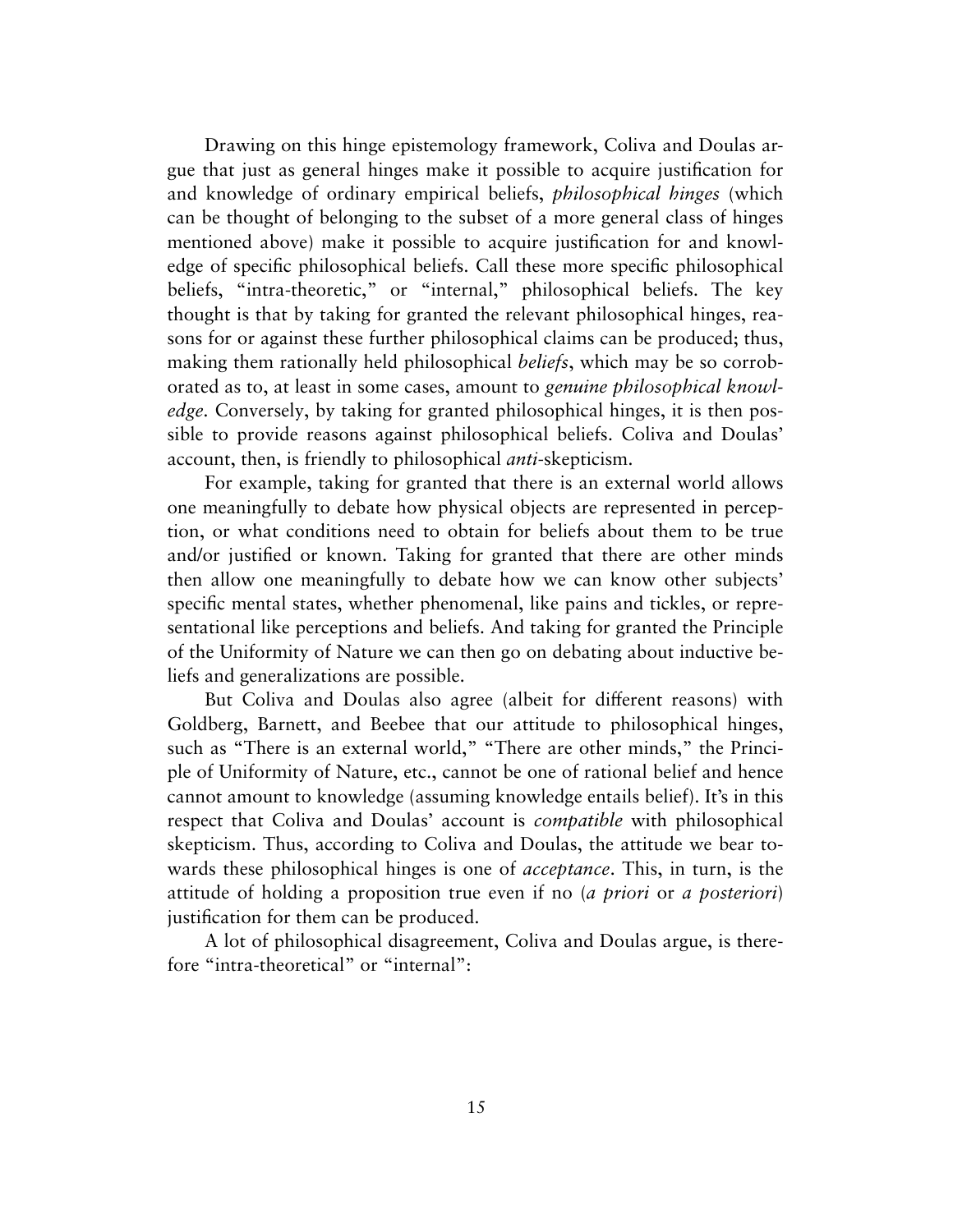Drawing on this hinge epistemology framework, Coliva and Doulas argue that just as general hinges make it possible to acquire justification for and knowledge of ordinary empirical beliefs, *philosophical hinges* (which can be thought of belonging to the subset of a more general class of hinges mentioned above) make it possible to acquire justification for and knowledge of specific philosophical beliefs. Call these more specific philosophical beliefs, "intra-theoretic," or "internal," philosophical beliefs. The key thought is that by taking for granted the relevant philosophical hinges, reasons for or against these further philosophical claims can be produced; thus, making them rationally held philosophical *beliefs*, which may be so corroborated as to, at least in some cases, amount to *genuine philosophical knowledge*. Conversely, by taking for granted philosophical hinges, it is then possible to provide reasons against philosophical beliefs. Coliva and Doulas' account, then, is friendly to philosophical *anti*-skepticism.

For example, taking for granted that there is an external world allows one meaningfully to debate how physical objects are represented in perception, or what conditions need to obtain for beliefs about them to be true and/or justified or known. Taking for granted that there are other minds then allow one meaningfully to debate how we can know other subjects' specific mental states, whether phenomenal, like pains and tickles, or representational like perceptions and beliefs. And taking for granted the Principle of the Uniformity of Nature we can then go on debating about inductive beliefs and generalizations are possible.

But Coliva and Doulas also agree (albeit for different reasons) with Goldberg, Barnett, and Beebee that our attitude to philosophical hinges, such as "There is an external world," "There are other minds," the Principle of Uniformity of Nature, etc., cannot be one of rational belief and hence cannot amount to knowledge (assuming knowledge entails belief). It's in this respect that Coliva and Doulas' account is *compatible* with philosophical skepticism. Thus, according to Coliva and Doulas, the attitude we bear towards these philosophical hinges is one of *acceptance*. This, in turn, is the attitude of holding a proposition true even if no (*a priori* or *a posteriori*) justification for them can be produced.

A lot of philosophical disagreement, Coliva and Doulas argue, is therefore "intra-theoretical" or "internal":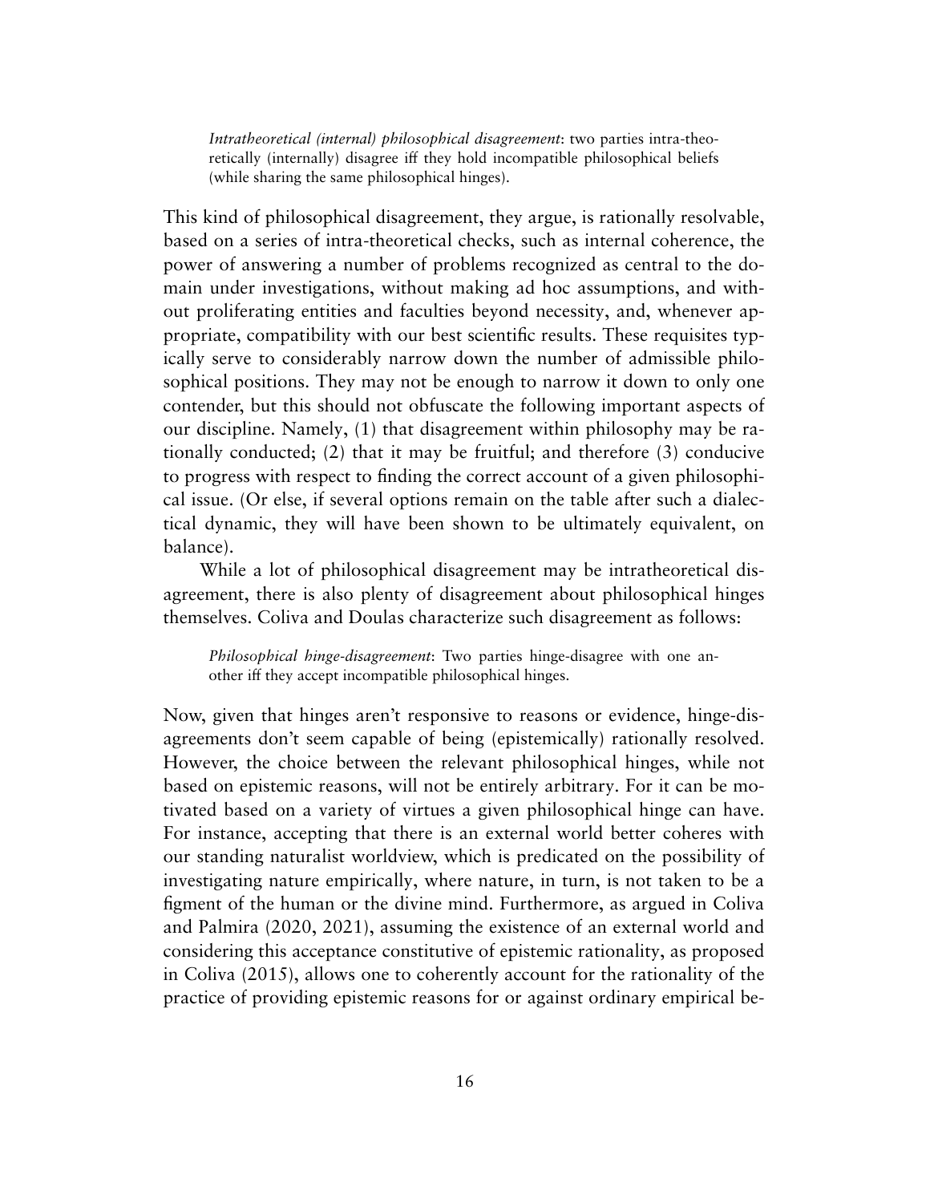> *Intratheoretical (internal) philosophical disagreement*: two parties intra-theoretically (internally) disagree iff they hold incompatible philosophical beliefs (while sharing the same philosophical hinges).

This kind of philosophical disagreement, they argue, is rationally resolvable, based on a series of intra-theoretical checks, such as internal coherence, the power of answering a number of problems recognized as central to the domain under investigations, without making ad hoc assumptions, and without proliferating entities and faculties beyond necessity, and, whenever appropriate, compatibility with our best scientific results. These requisites typically serve to considerably narrow down the number of admissible philosophical positions. They may not be enough to narrow it down to only one contender, but this should not obfuscate the following important aspects of our discipline. Namely, (1) that disagreement within philosophy may be rationally conducted; (2) that it may be fruitful; and therefore (3) conducive to progress with respect to finding the correct account of a given philosophical issue. (Or else, if several options remain on the table after such a dialectical dynamic, they will have been shown to be ultimately equivalent, on balance).

While a lot of philosophical disagreement may be intratheoretical disagreement, there is also plenty of disagreement about philosophical hinges themselves. Coliva and Doulas characterize such disagreement as follows:

> *Philosophical hinge-disagreement*: Two parties hinge-disagree with one another iff they accept incompatible philosophical hinges.

Now, given that hinges aren't responsive to reasons or evidence, hinge-disagreements don't seem capable of being (epistemically) rationally resolved. However, the choice between the relevant philosophical hinges, while not based on epistemic reasons, will not be entirely arbitrary. For it can be motivated based on a variety of virtues a given philosophical hinge can have. For instance, accepting that there is an external world better coheres with our standing naturalist worldview, which is predicated on the possibility of investigating nature empirically, where nature, in turn, is not taken to be a figment of the human or the divine mind. Furthermore, as argued in Coliva and Palmira (2020, 2021), assuming the existence of an external world and considering this acceptance constitutive of epistemic rationality, as proposed in Coliva (2015), allows one to coherently account for the rationality of the practice of providing epistemic reasons for or against ordinary empirical be-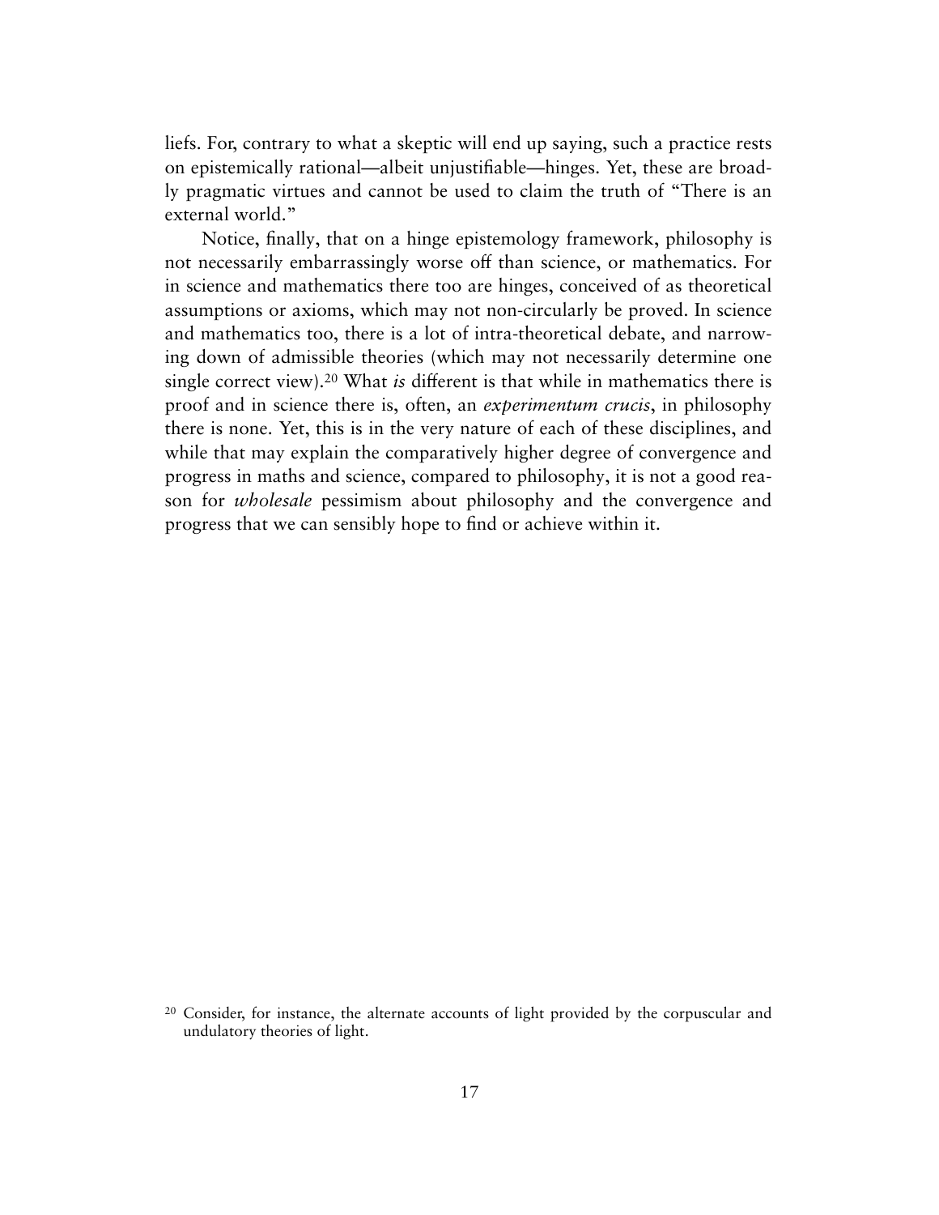liefs. For, contrary to what a skeptic will end up saying, such a practice rests on epistemically rational—albeit unjustifiable—hinges. Yet, these are broadly pragmatic virtues and cannot be used to claim the truth of "There is an external world."

Notice, finally, that on a hinge epistemology framework, philosophy is not necessarily embarrassingly worse off than science, or mathematics. For in science and mathematics there too are hinges, conceived of as theoretical assumptions or axioms, which may not non-circularly be proved. In science and mathematics too, there is a lot of intra-theoretical debate, and narrowing down of admissible theories (which may not necessarily determine one single correct view).[20] What *is* different is that while in mathematics there is proof and in science there is, often, an *experimentum crucis*, in philosophy there is none. Yet, this is in the very nature of each of these disciplines, and while that may explain the comparatively higher degree of convergence and progress in maths and science, compared to philosophy, it is not a good reason for *wholesale* pessimism about philosophy and the convergence and progress that we can sensibly hope to find or achieve within it.

[20] Consider, for instance, the alternate accounts of light provided by the corpuscular and undulatory theories of light.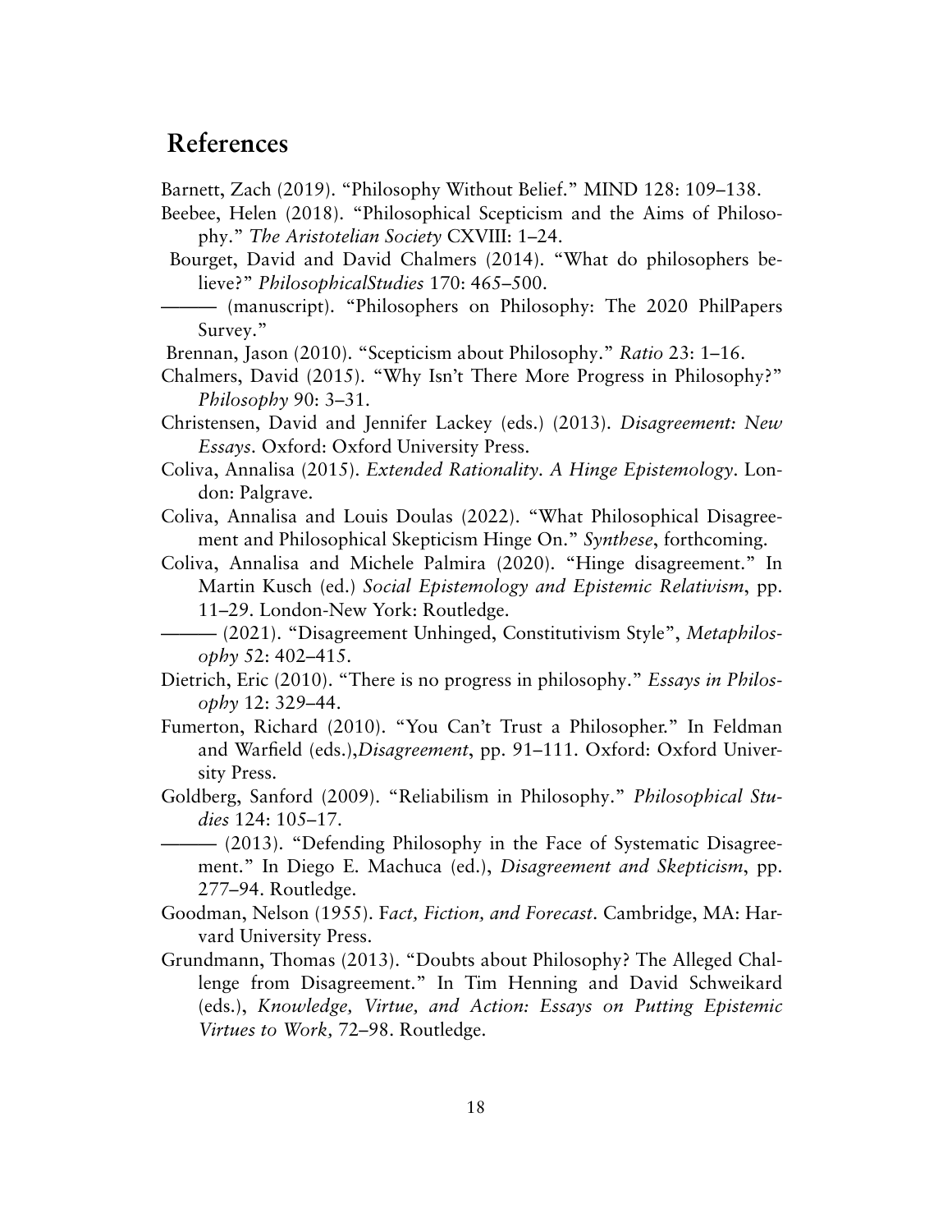## References

Barnett, Zach (2019). "Philosophy Without Belief." MIND 128: 109–138.

Beebee, Helen (2018). "Philosophical Scepticism and the Aims of Philosophy." *The Aristotelian Society* CXVIII: 1–24.

Bourget, David and David Chalmers (2014). "What do philosophers believe?" *PhilosophicalStudies* 170: 465–500.

——— (manuscript). "Philosophers on Philosophy: The 2020 PhilPapers Survey."

Brennan, Jason (2010). "Scepticism about Philosophy." *Ratio* 23: 1–16.

Chalmers, David (2015). "Why Isn't There More Progress in Philosophy?" *Philosophy* 90: 3–31.

Christensen, David and Jennifer Lackey (eds.) (2013). *Disagreement: New Essays*. Oxford: Oxford University Press.

Coliva, Annalisa (2015). *Extended Rationality. A Hinge Epistemology*. London: Palgrave.

Coliva, Annalisa and Louis Doulas (2022). "What Philosophical Disagreement and Philosophical Skepticism Hinge On." *Synthese*, forthcoming.

Coliva, Annalisa and Michele Palmira (2020). "Hinge disagreement." In Martin Kusch (ed.) *Social Epistemology and Epistemic Relativism*, pp. 11–29. London-New York: Routledge.

——— (2021). "Disagreement Unhinged, Constitutivism Style", *Metaphilosophy* 52: 402–415.

Dietrich, Eric (2010). "There is no progress in philosophy." *Essays in Philosophy* 12: 329–44.

Fumerton, Richard (2010). "You Can't Trust a Philosopher." In Feldman and Warfield (eds.),*Disagreement*, pp. 91–111. Oxford: Oxford University Press.

Goldberg, Sanford (2009). "Reliabilism in Philosophy." *Philosophical Studies* 124: 105–17.

——— (2013). "Defending Philosophy in the Face of Systematic Disagreement." In Diego E. Machuca (ed.), *Disagreement and Skepticism*, pp. 277–94. Routledge.

Goodman, Nelson (1955). F*act, Fiction, and Forecast*. Cambridge, MA: Harvard University Press.

Grundmann, Thomas (2013). "Doubts about Philosophy? The Alleged Challenge from Disagreement." In Tim Henning and David Schweikard (eds.), *Knowledge, Virtue, and Action: Essays on Putting Epistemic Virtues to Work,* 72–98. Routledge.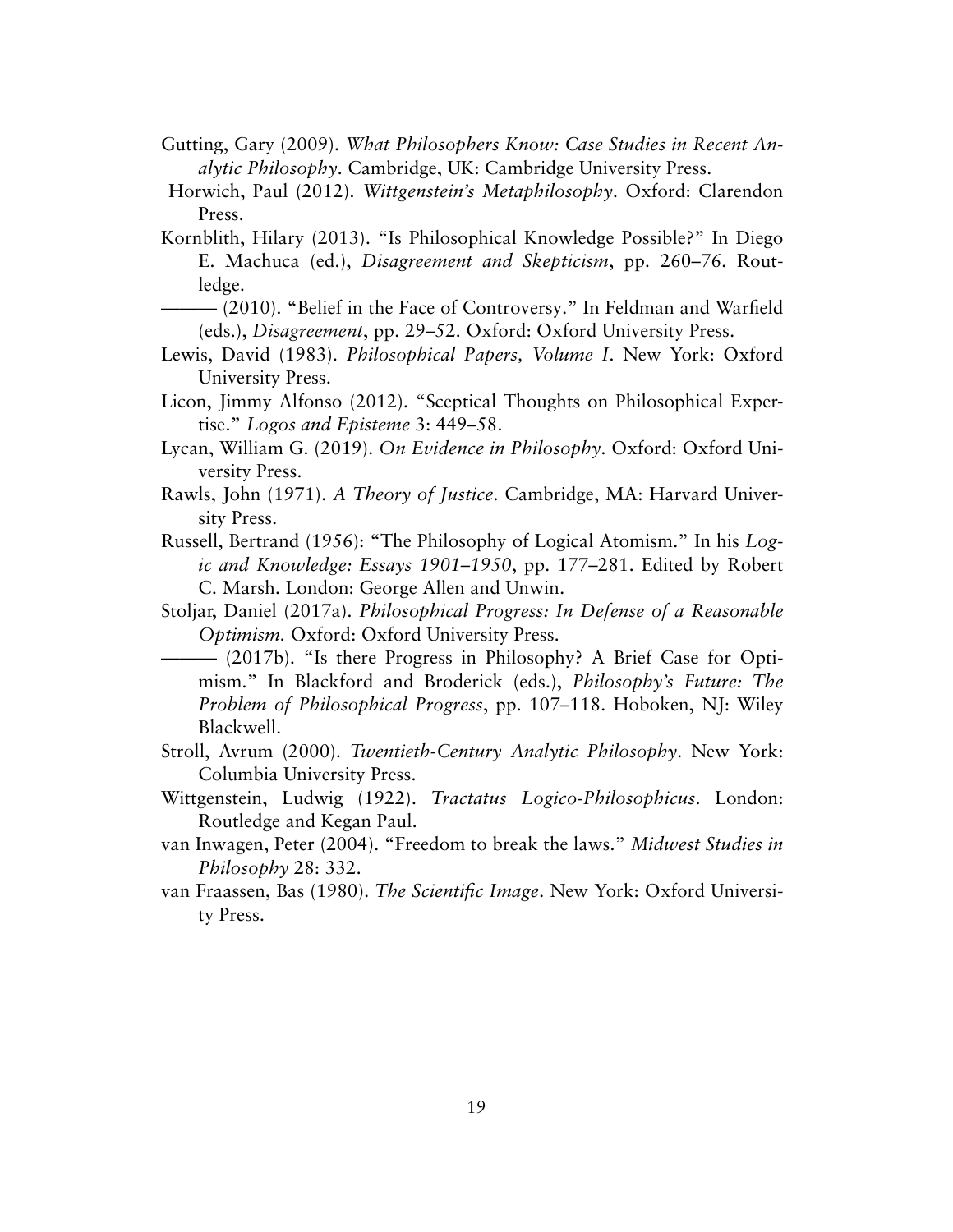Gutting, Gary (2009). *What Philosophers Know: Case Studies in Recent Analytic Philosophy*. Cambridge, UK: Cambridge University Press.

Horwich, Paul (2012). *Wittgenstein's Metaphilosophy*. Oxford: Clarendon Press.

Kornblith, Hilary (2013). "Is Philosophical Knowledge Possible?" In Diego E. Machuca (ed.), *Disagreement and Skepticism*, pp. 260–76. Routledge.

——— (2010). "Belief in the Face of Controversy." In Feldman and Warfield (eds.), *Disagreement*, pp. 29–52. Oxford: Oxford University Press.

Lewis, David (1983). *Philosophical Papers, Volume I*. New York: Oxford University Press.

Licon, Jimmy Alfonso (2012). "Sceptical Thoughts on Philosophical Expertise." *Logos and Episteme* 3: 449–58.

Lycan, William G. (2019). *On Evidence in Philosophy*. Oxford: Oxford University Press.

Rawls, John (1971). *A Theory of Justice*. Cambridge, MA: Harvard University Press.

Russell, Bertrand (1956): "The Philosophy of Logical Atomism." In his *Logic and Knowledge: Essays 1901–1950*, pp. 177–281. Edited by Robert C. Marsh. London: George Allen and Unwin.

Stoljar, Daniel (2017a). *Philosophical Progress: In Defense of a Reasonable Optimism.* Oxford: Oxford University Press.

——— (2017b). "Is there Progress in Philosophy? A Brief Case for Optimism." In Blackford and Broderick (eds.), *Philosophy's Future: The Problem of Philosophical Progress*, pp. 107–118. Hoboken, NJ: Wiley Blackwell.

Stroll, Avrum (2000). *Twentieth-Century Analytic Philosophy*. New York: Columbia University Press.

Wittgenstein, Ludwig (1922). *Tractatus Logico-Philosophicus*. London: Routledge and Kegan Paul.

van Inwagen, Peter (2004). "Freedom to break the laws." *Midwest Studies in Philosophy* 28: 332.

van Fraassen, Bas (1980). *The Scientific Image*. New York: Oxford University Press.